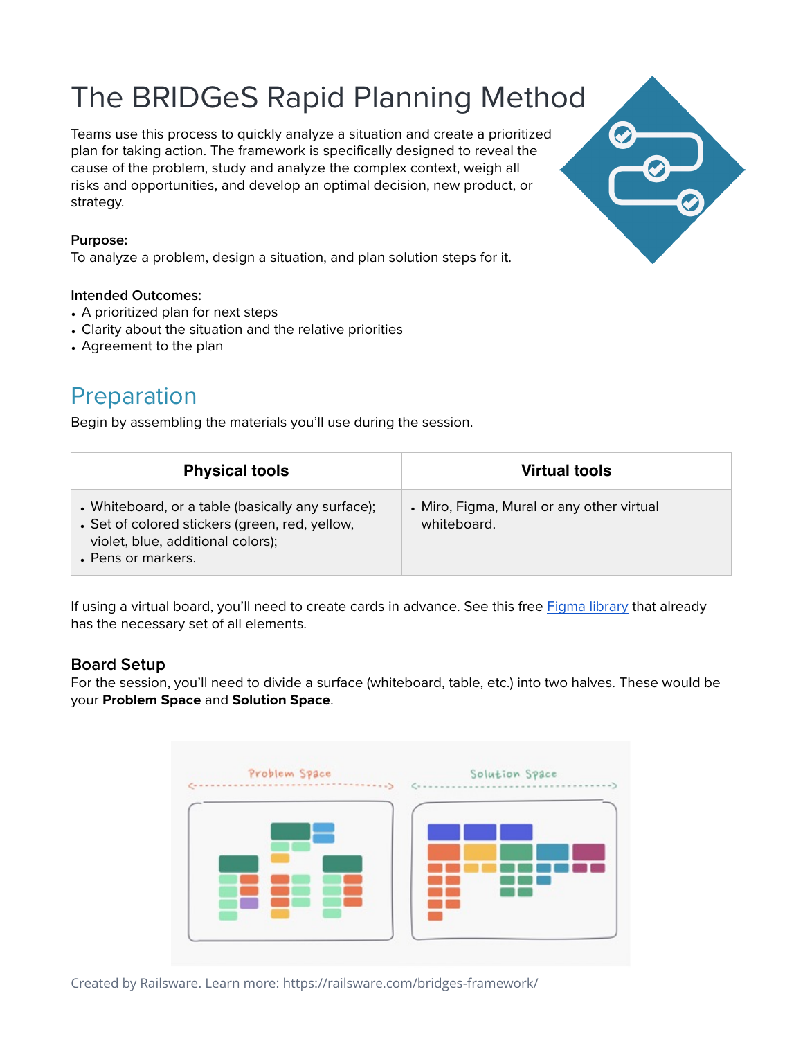# The BRIDGeS Rapid Planning Method

Teams use this process to quickly analyze a situation and create a prioritized plan for taking action. The framework is specifically designed to reveal the cause of the problem, study and analyze the complex context, weigh all risks and opportunities, and develop an optimal decision, new product, or strategy.

**Purpose:**
To analyze a problem, design a situation, and plan solution steps for it.

**Intended Outcomes:**

- A prioritized plan for next steps
- Clarity about the situation and the relative priorities
- Agreement to the plan

## Preparation

Begin by assembling the materials you'll use during the session.

| Physical tools | Virtual tools |
| --- | --- |
| • Whiteboard, or a table (basically any surface);<br>• Set of colored stickers (green, red, yellow, violet, blue, additional colors);<br>• Pens or markers. | • Miro, Figma, Mural or any other virtual whiteboard. |

If using a virtual board, you'll need to create cards in advance. See this free Figma library that already has the necessary set of all elements.

### Board Setup

For the session, you'll need to divide a surface (whiteboard, table, etc.) into two halves. These would be your **Problem Space** and **Solution Space**.

Created by Railsware. Learn more: https://railsware.com/bridges-framework/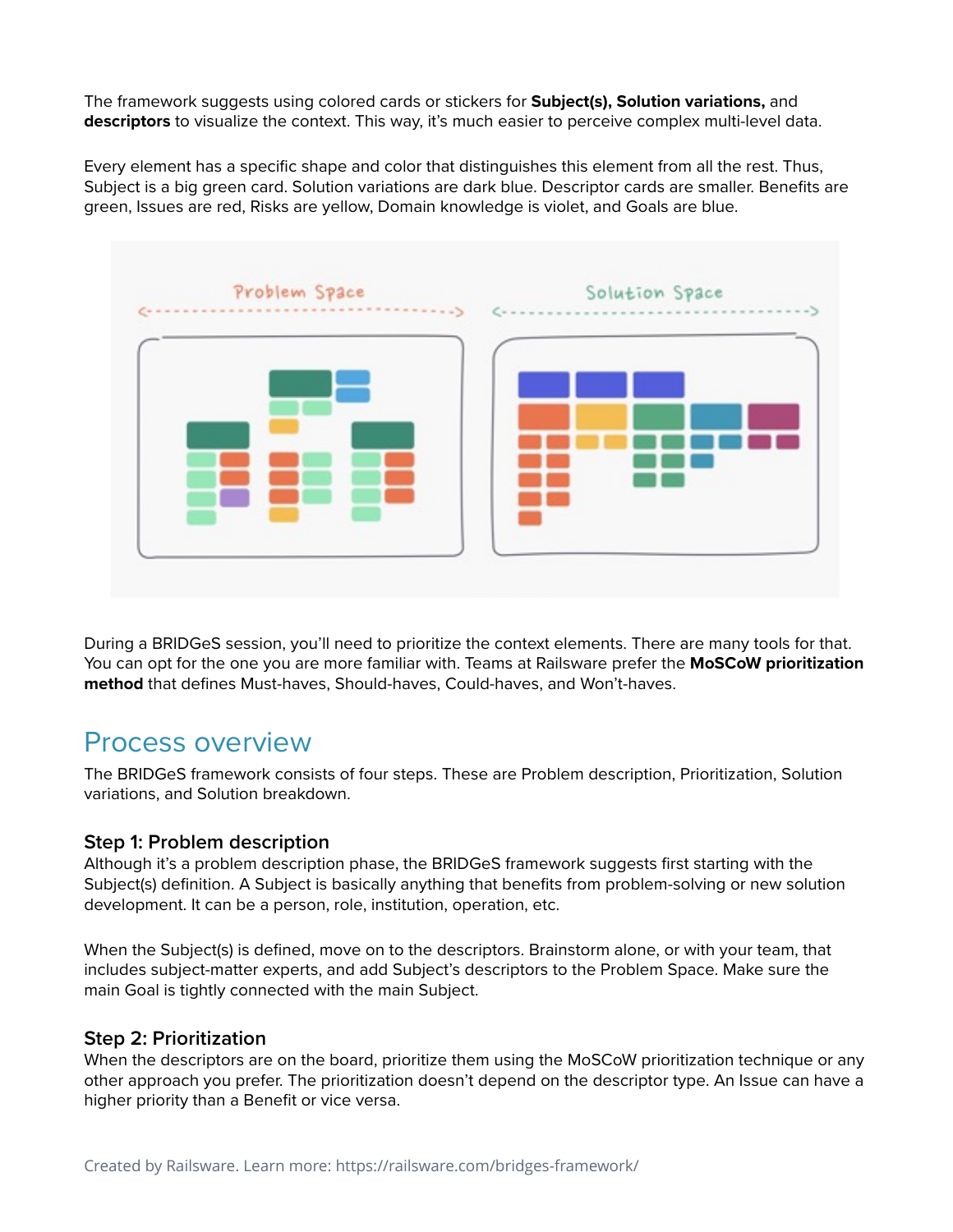The framework suggests using colored cards or stickers for **Subject(s), Solution variations,** and **descriptors** to visualize the context. This way, it's much easier to perceive complex multi-level data.

Every element has a specific shape and color that distinguishes this element from all the rest. Thus, Subject is a big green card. Solution variations are dark blue. Descriptor cards are smaller. Benefits are green, Issues are red, Risks are yellow, Domain knowledge is violet, and Goals are blue.

During a BRIDGeS session, you'll need to prioritize the context elements. There are many tools for that. You can opt for the one you are more familiar with. Teams at Railsware prefer the **MoSCoW prioritization method** that defines Must-haves, Should-haves, Could-haves, and Won't-haves.

## Process overview

The BRIDGeS framework consists of four steps. These are Problem description, Prioritization, Solution variations, and Solution breakdown.

### Step 1: Problem description

Although it's a problem description phase, the BRIDGeS framework suggests first starting with the Subject(s) definition. A Subject is basically anything that benefits from problem-solving or new solution development. It can be a person, role, institution, operation, etc.

When the Subject(s) is defined, move on to the descriptors. Brainstorm alone, or with your team, that includes subject-matter experts, and add Subject's descriptors to the Problem Space. Make sure the main Goal is tightly connected with the main Subject.

### Step 2: Prioritization

When the descriptors are on the board, prioritize them using the MoSCoW prioritization technique or any other approach you prefer. The prioritization doesn't depend on the descriptor type. An Issue can have a higher priority than a Benefit or vice versa.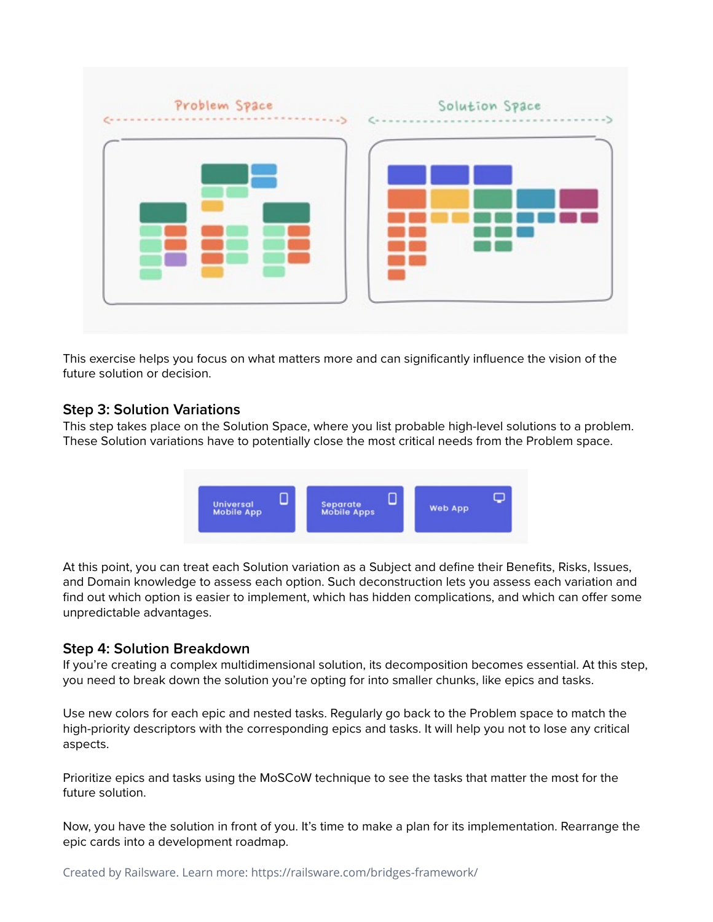This exercise helps you focus on what matters more and can significantly influence the vision of the future solution or decision.

### Step 3: Solution Variations

This step takes place on the Solution Space, where you list probable high-level solutions to a problem. These Solution variations have to potentially close the most critical needs from the Problem space.

At this point, you can treat each Solution variation as a Subject and define their Benefits, Risks, Issues, and Domain knowledge to assess each option. Such deconstruction lets you assess each variation and find out which option is easier to implement, which has hidden complications, and which can offer some unpredictable advantages.

### Step 4: Solution Breakdown

If you're creating a complex multidimensional solution, its decomposition becomes essential. At this step, you need to break down the solution you're opting for into smaller chunks, like epics and tasks.

Use new colors for each epic and nested tasks. Regularly go back to the Problem space to match the high-priority descriptors with the corresponding epics and tasks. It will help you not to lose any critical aspects.

Prioritize epics and tasks using the MoSCoW technique to see the tasks that matter the most for the future solution.

Now, you have the solution in front of you. It's time to make a plan for its implementation. Rearrange the epic cards into a development roadmap.

Created by Railsware. Learn more: https://railsware.com/bridges-framework/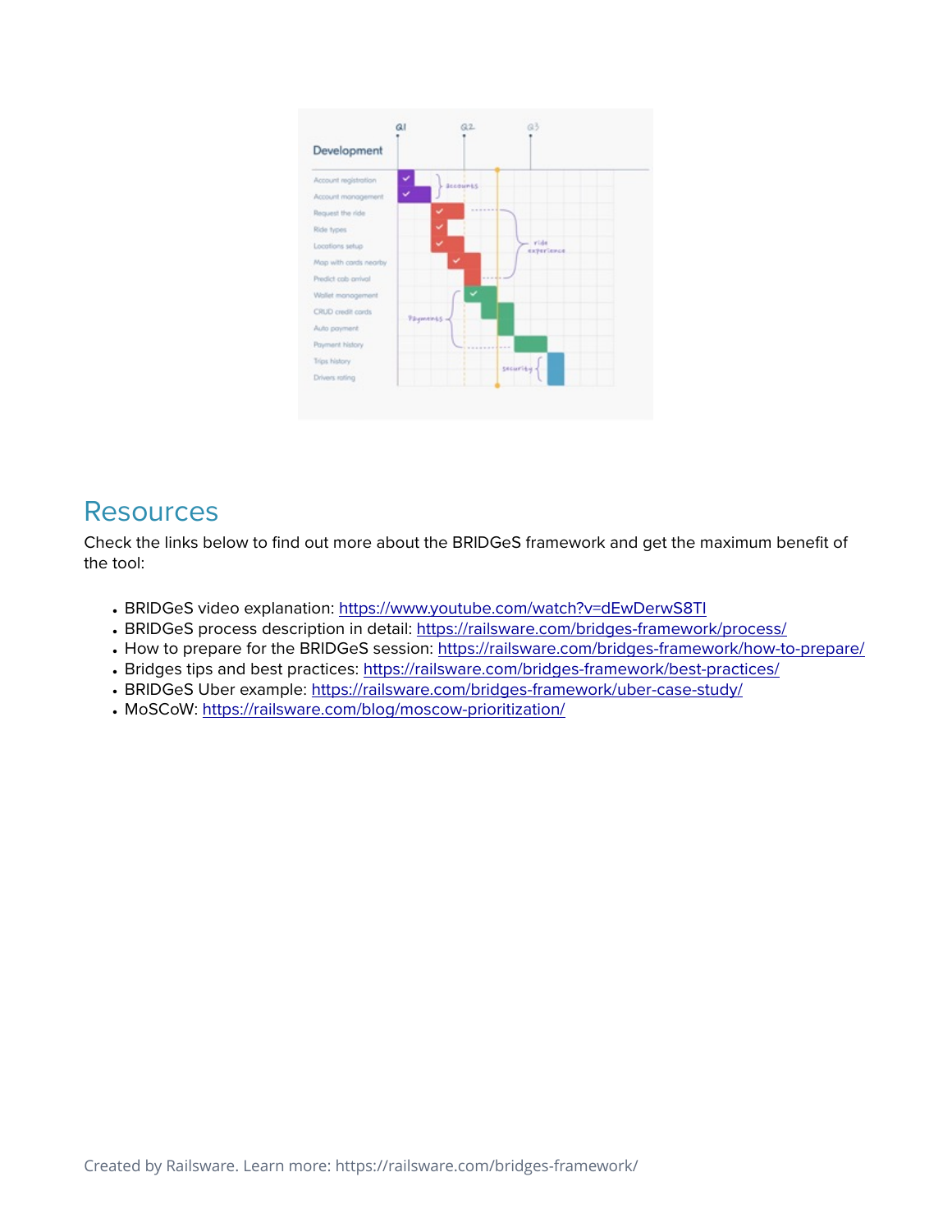Q1
Q2
Q3

Development

Account registration
Account management
Request the ride
Ride types
Locations setup
Map with cars nearby
Predict cab arrival
Wallet management
CRUD credit cards
Auto payment
Payment history
Trips history
Drivers rating

accounts
ride experience
Payments
security

## Resources

Check the links below to find out more about the BRIDGeS framework and get the maximum benefit of the tool:

- BRIDGeS video explanation: https://www.youtube.com/watch?v=dEwDerwS8TI
- BRIDGeS process description in detail: https://railsware.com/bridges-framework/process/
- How to prepare for the BRIDGeS session: https://railsware.com/bridges-framework/how-to-prepare/
- Bridges tips and best practices: https://railsware.com/bridges-framework/best-practices/
- BRIDGeS Uber example: https://railsware.com/bridges-framework/uber-case-study/
- MoSCoW: https://railsware.com/blog/moscow-prioritization/